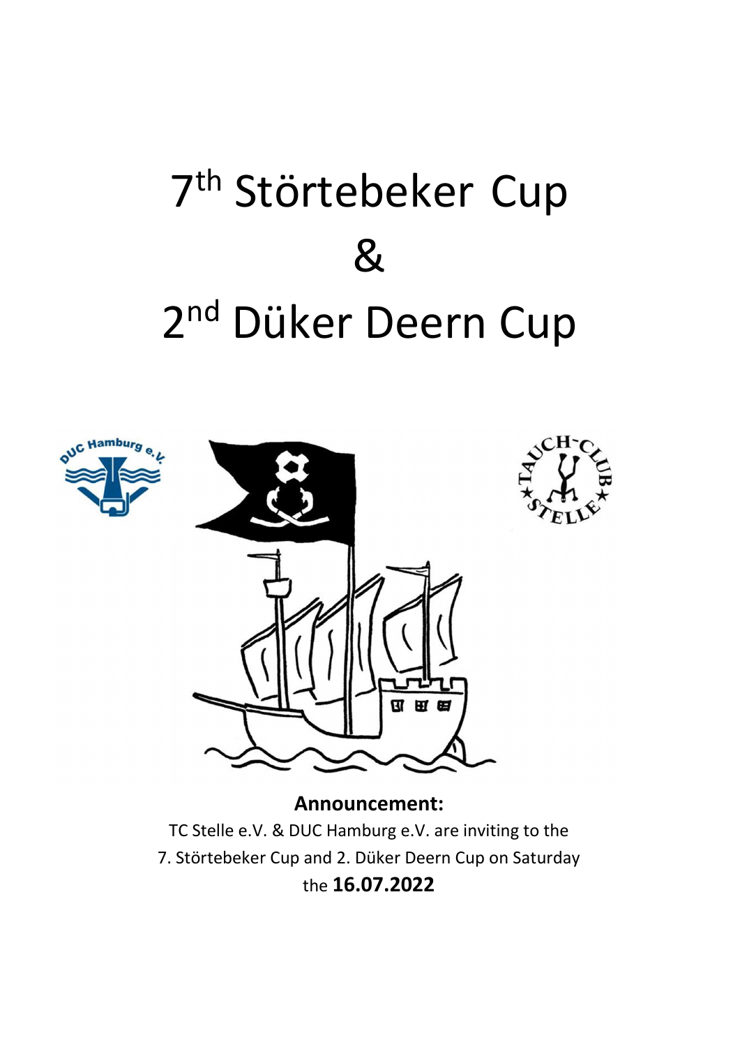# 7th Störtebeker Cup

# &

# 2nd Düker Deern Cup

**Announcement:**

TC Stelle e.V. & DUC Hamburg e.V. are inviting to the 7. Störtebeker Cup and 2. Düker Deern Cup on Saturday the **16.07.2022**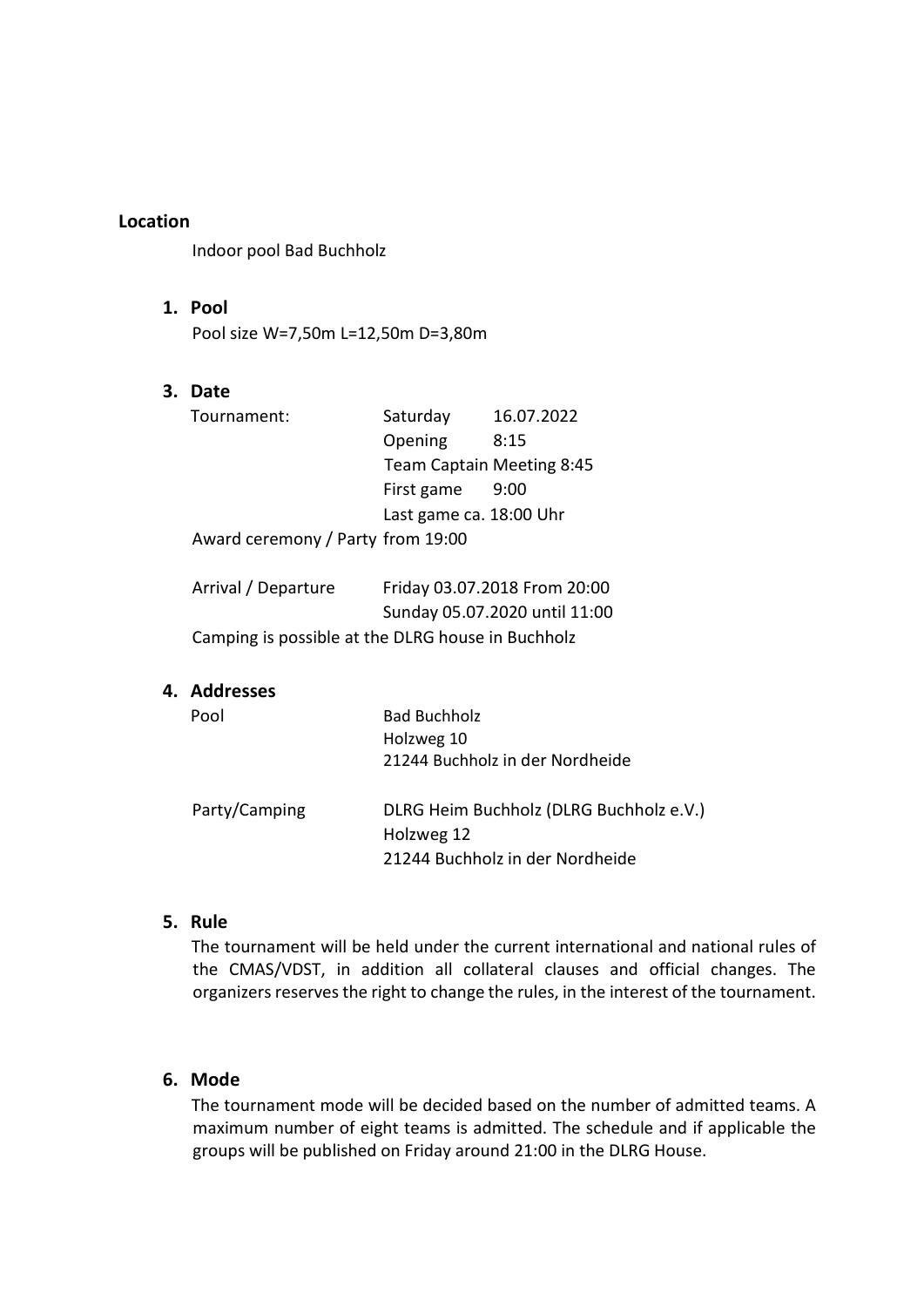## Location

Indoor pool Bad Buchholz

1. **Pool**

   Pool size W=7,50m L=12,50m D=3,80m

3. **Date**

| | | |
|---|---|---|
| Tournament: | Saturday | 16.07.2022 |
| | Opening | 8:15 |
| | Team Captain Meeting 8:45 | |
| | First game | 9:00 |
| | Last game ca. 18:00 Uhr | |
| Award ceremony / Party from 19:00 | | |
| Arrival / Departure | Friday 03.07.2018 From 20:00 | |
| | Sunday 05.07.2020 until 11:00 | |

   Camping is possible at the DLRG house in Buchholz

4. **Addresses**

| | |
|---|---|
| Pool | Bad Buchholz<br>Holzweg 10<br>21244 Buchholz in der Nordheide |
| Party/Camping | DLRG Heim Buchholz (DLRG Buchholz e.V.)<br>Holzweg 12<br>21244 Buchholz in der Nordheide |

5. **Rule**

   The tournament will be held under the current international and national rules of the CMAS/VDST, in addition all collateral clauses and official changes. The organizers reserves the right to change the rules, in the interest of the tournament.

6. **Mode**

   The tournament mode will be decided based on the number of admitted teams. A maximum number of eight teams is admitted. The schedule and if applicable the groups will be published on Friday around 21:00 in the DLRG House.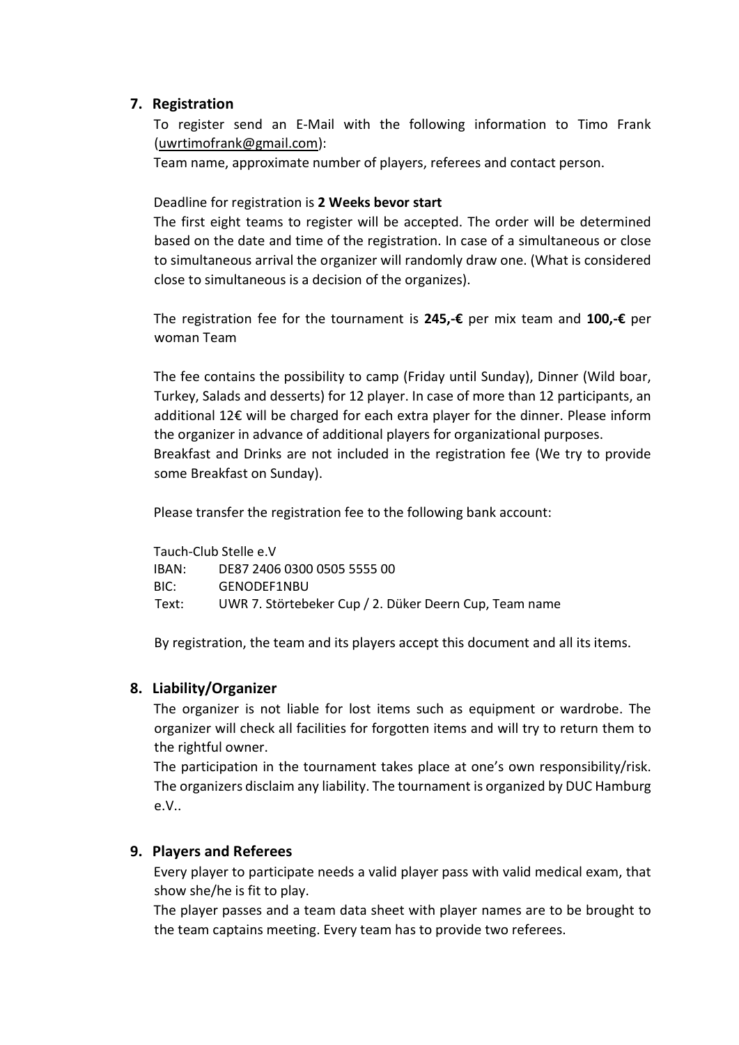## 7. Registration

To register send an E-Mail with the following information to Timo Frank (uwrtimofrank@gmail.com):

Team name, approximate number of players, referees and contact person.

Deadline for registration is **2 Weeks bevor start**

The first eight teams to register will be accepted. The order will be determined based on the date and time of the registration. In case of a simultaneous or close to simultaneous arrival the organizer will randomly draw one. (What is considered close to simultaneous is a decision of the organizes).

The registration fee for the tournament is **245,-€** per mix team and **100,-€** per woman Team

The fee contains the possibility to camp (Friday until Sunday), Dinner (Wild boar, Turkey, Salads and desserts) for 12 player. In case of more than 12 participants, an additional 12€ will be charged for each extra player for the dinner. Please inform the organizer in advance of additional players for organizational purposes.
Breakfast and Drinks are not included in the registration fee (We try to provide some Breakfast on Sunday).

Please transfer the registration fee to the following bank account:

Tauch-Club Stelle e.V
IBAN: DE87 2406 0300 0505 5555 00
BIC: GENODEF1NBU
Text: UWR 7. Störtebeker Cup / 2. Düker Deern Cup, Team name

By registration, the team and its players accept this document and all its items.

## 8. Liability/Organizer

The organizer is not liable for lost items such as equipment or wardrobe. The organizer will check all facilities for forgotten items and will try to return them to the rightful owner.

The participation in the tournament takes place at one's own responsibility/risk. The organizers disclaim any liability. The tournament is organized by DUC Hamburg e.V..

## 9. Players and Referees

Every player to participate needs a valid player pass with valid medical exam, that show she/he is fit to play.

The player passes and a team data sheet with player names are to be brought to the team captains meeting. Every team has to provide two referees.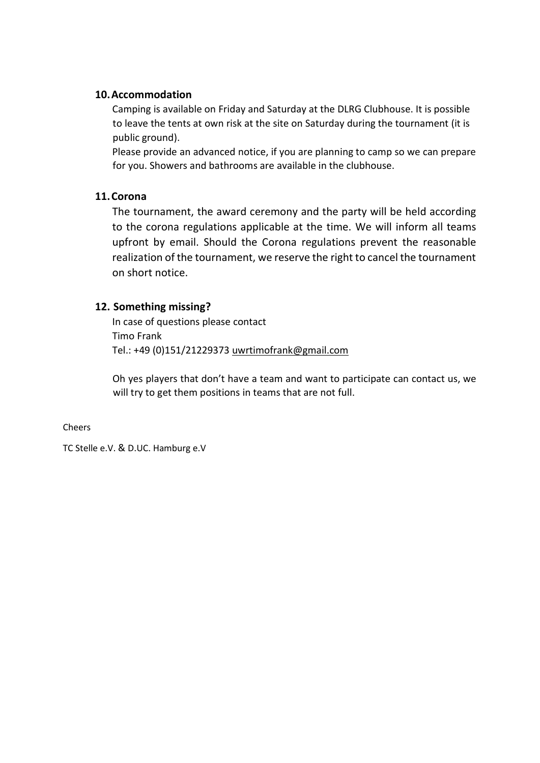## 10. Accommodation

Camping is available on Friday and Saturday at the DLRG Clubhouse. It is possible to leave the tents at own risk at the site on Saturday during the tournament (it is public ground).

Please provide an advanced notice, if you are planning to camp so we can prepare for you. Showers and bathrooms are available in the clubhouse.

## 11. Corona

The tournament, the award ceremony and the party will be held according to the corona regulations applicable at the time. We will inform all teams upfront by email. Should the Corona regulations prevent the reasonable realization of the tournament, we reserve the right to cancel the tournament on short notice.

## 12. Something missing?

In case of questions please contact
Timo Frank
Tel.: +49 (0)151/21229373 uwrtimofrank@gmail.com

Oh yes players that don't have a team and want to participate can contact us, we will try to get them positions in teams that are not full.

Cheers

TC Stelle e.V. & D.UC. Hamburg e.V